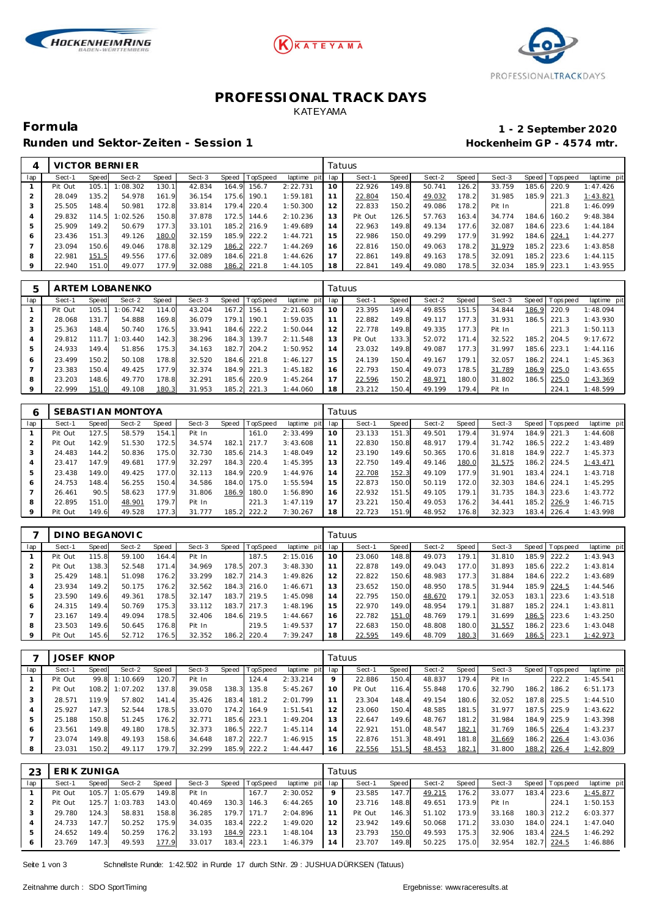# PROFESSIONAL TRACK DAYS

KATEYAMA

## Formula

**1 - 2 September 2020**

### Runden und Sektor-Zeiten - Session 1

**Hockenheim GP - 4574 mtr.**

| 4 | VICTOR BERNIER | | | | | | | | Tatuus | | | | | | | | |
|---|---|---|---|---|---|---|---|---|---|---|---|---|---|---|---|---|---|
| lap | Sect-1 | Speed | Sect-2 | Speed | Sect-3 | Speed | TopSpeed | laptime pit | lap | Sect-1 | Speed | Sect-2 | Speed | Sect-3 | Speed | Topspeed | laptime pit |
| 1 | Pit Out | 105.1 | 1:08.302 | 130.1 | 42.834 | 164.9 | 156.7 | 2:22.731 | 10 | 22.926 | 149.8 | 50.741 | 126.2 | 33.759 | 185.6 | 220.9 | 1:47.426 |
| 2 | 28.049 | 135.2 | 54.978 | 161.9 | 36.154 | 175.6 | 190.1 | 1:59.181 | 11 | 22.804 | 150.4 | 49.032 | 178.2 | 31.985 | 185.9 | 221.3 | 1:43.821 |
| 3 | 25.505 | 148.4 | 50.981 | 172.8 | 33.814 | 179.4 | 220.4 | 1:50.300 | 12 | 22.833 | 150.2 | 49.086 | 178.2 | Pit In | | 221.8 | 1:46.099 |
| 4 | 29.832 | 114.5 | 1:02.526 | 150.8 | 37.878 | 172.5 | 144.6 | 2:10.236 | 13 | Pit Out | 126.5 | 57.763 | 163.4 | 34.774 | 184.6 | 160.2 | 9:48.384 |
| 5 | 25.909 | 149.2 | 50.679 | 177.3 | 33.101 | 185.2 | 216.9 | 1:49.689 | 14 | 22.963 | 149.8 | 49.134 | 177.6 | 32.087 | 184.6 | 223.6 | 1:44.184 |
| 6 | 23.436 | 151.3 | 49.126 | 180.0 | 32.159 | 185.9 | 222.2 | 1:44.721 | 15 | 22.986 | 150.0 | 49.299 | 177.9 | 31.992 | 184.6 | 224.1 | 1:44.277 |
| 7 | 23.094 | 150.6 | 49.046 | 178.8 | 32.129 | 186.2 | 222.7 | 1:44.269 | 16 | 22.816 | 150.0 | 49.063 | 178.2 | 31.979 | 185.2 | 223.6 | 1:43.858 |
| 8 | 22.981 | 151.5 | 49.556 | 177.6 | 32.089 | 184.6 | 221.8 | 1:44.626 | 17 | 22.861 | 149.8 | 49.163 | 178.5 | 32.091 | 185.2 | 223.6 | 1:44.115 |
| 9 | 22.940 | 151.0 | 49.077 | 177.9 | 32.088 | 186.2 | 221.8 | 1:44.105 | 18 | 22.841 | 149.4 | 49.080 | 178.5 | 32.034 | 185.9 | 223.1 | 1:43.955 |

| 5 | ARTEM LOBANENKO | | | | | | | | Tatuus | | | | | | | | |
|---|---|---|---|---|---|---|---|---|---|---|---|---|---|---|---|---|---|
| lap | Sect-1 | Speed | Sect-2 | Speed | Sect-3 | Speed | TopSpeed | laptime pit | lap | Sect-1 | Speed | Sect-2 | Speed | Sect-3 | Speed | Topspeed | laptime pit |
| 1 | Pit Out | 105.1 | 1:06.742 | 114.0 | 43.204 | 167.2 | 156.1 | 2:21.603 | 10 | 23.395 | 149.4 | 49.855 | 151.5 | 34.844 | 186.9 | 220.9 | 1:48.094 |
| 2 | 28.068 | 131.7 | 54.888 | 169.8 | 36.079 | 179.1 | 190.1 | 1:59.035 | 11 | 22.882 | 149.8 | 49.117 | 177.3 | 31.931 | 186.5 | 221.3 | 1:43.930 |
| 3 | 25.363 | 148.4 | 50.740 | 176.5 | 33.941 | 184.6 | 222.2 | 1:50.044 | 12 | 22.778 | 149.8 | 49.335 | 177.3 | Pit In | | 221.3 | 1:50.113 |
| 4 | 29.812 | 111.7 | 1:03.440 | 142.3 | 38.296 | 184.3 | 139.7 | 2:11.548 | 13 | Pit Out | 133.3 | 52.072 | 171.4 | 32.522 | 185.2 | 204.5 | 9:17.672 |
| 5 | 24.933 | 149.4 | 51.856 | 175.3 | 34.163 | 182.7 | 204.2 | 1:50.952 | 14 | 23.032 | 149.8 | 49.087 | 177.3 | 31.997 | 185.6 | 223.1 | 1:44.116 |
| 6 | 23.499 | 150.2 | 50.108 | 178.8 | 32.520 | 184.6 | 221.8 | 1:46.127 | 15 | 24.139 | 150.4 | 49.167 | 179.1 | 32.057 | 186.2 | 224.1 | 1:45.363 |
| 7 | 23.383 | 150.4 | 49.425 | 177.9 | 32.374 | 184.9 | 221.3 | 1:45.182 | 16 | 22.793 | 150.4 | 49.073 | 178.5 | 31.789 | 186.9 | 225.0 | 1:43.655 |
| 8 | 23.203 | 148.6 | 49.770 | 178.8 | 32.291 | 185.6 | 220.9 | 1:45.264 | 17 | 22.596 | 150.2 | 48.971 | 180.0 | 31.802 | 186.5 | 225.0 | 1:43.369 |
| 9 | 22.999 | 151.0 | 49.108 | 180.3 | 31.953 | 185.2 | 221.3 | 1:44.060 | 18 | 23.212 | 150.4 | 49.199 | 179.4 | Pit In | | 224.1 | 1:48.599 |

| 6 | SEBASTIAN MONTOYA | | | | | | | | Tatuus | | | | | | | | |
|---|---|---|---|---|---|---|---|---|---|---|---|---|---|---|---|---|---|
| lap | Sect-1 | Speed | Sect-2 | Speed | Sect-3 | Speed | TopSpeed | laptime pit | lap | Sect-1 | Speed | Sect-2 | Speed | Sect-3 | Speed | Topspeed | laptime pit |
| 1 | Pit Out | 127.5 | 58.579 | 154.1 | Pit In | | 161.0 | 2:33.499 | 10 | 23.133 | 151.3 | 49.501 | 179.4 | 31.974 | 184.9 | 221.3 | 1:44.608 |
| 2 | Pit Out | 142.9 | 51.530 | 172.5 | 34.574 | 182.1 | 217.7 | 3:43.608 | 11 | 22.830 | 150.8 | 48.917 | 179.4 | 31.742 | 186.5 | 222.2 | 1:43.489 |
| 3 | 24.483 | 144.2 | 50.836 | 175.0 | 32.730 | 185.6 | 214.3 | 1:48.049 | 12 | 23.190 | 149.6 | 50.365 | 170.6 | 31.818 | 184.9 | 222.7 | 1:45.373 |
| 4 | 23.417 | 147.9 | 49.681 | 177.9 | 32.297 | 184.3 | 220.4 | 1:45.395 | 13 | 22.750 | 149.4 | 49.146 | 180.0 | 31.575 | 186.2 | 224.5 | 1:43.471 |
| 5 | 23.438 | 149.0 | 49.425 | 177.0 | 32.113 | 184.9 | 220.9 | 1:44.976 | 14 | 22.708 | 152.3 | 49.109 | 177.9 | 31.901 | 183.4 | 224.1 | 1:43.718 |
| 6 | 24.753 | 148.4 | 56.255 | 150.4 | 34.586 | 184.0 | 175.0 | 1:55.594 | 15 | 22.873 | 150.0 | 50.119 | 172.0 | 32.303 | 184.6 | 224.1 | 1:45.295 |
| 7 | 26.461 | 90.5 | 58.623 | 177.9 | 31.806 | 186.9 | 180.0 | 1:56.890 | 16 | 22.932 | 151.5 | 49.105 | 179.1 | 31.735 | 184.3 | 223.6 | 1:43.772 |
| 8 | 22.895 | 151.0 | 48.901 | 179.7 | Pit In | | 221.3 | 1:47.119 | 17 | 23.221 | 150.4 | 49.053 | 176.2 | 34.441 | 185.2 | 226.9 | 1:46.715 |
| 9 | Pit Out | 149.6 | 49.528 | 177.3 | 31.777 | 185.2 | 222.2 | 7:30.267 | 18 | 22.723 | 151.9 | 48.952 | 176.8 | 32.323 | 183.4 | 226.4 | 1:43.998 |

| 7 | DINO BEGANOVIC | | | | | | | | Tatuus | | | | | | | | |
|---|---|---|---|---|---|---|---|---|---|---|---|---|---|---|---|---|---|
| lap | Sect-1 | Speed | Sect-2 | Speed | Sect-3 | Speed | TopSpeed | laptime pit | lap | Sect-1 | Speed | Sect-2 | Speed | Sect-3 | Speed | Topspeed | laptime pit |
| 1 | Pit Out | 115.8 | 59.100 | 164.4 | Pit In | | 187.5 | 2:15.016 | 10 | 23.060 | 148.8 | 49.073 | 179.1 | 31.810 | 185.9 | 222.2 | 1:43.943 |
| 2 | Pit Out | 138.3 | 52.548 | 171.4 | 34.965 | 178.5 | 207.3 | 3:48.330 | 11 | 22.878 | 149.0 | 49.043 | 177.0 | 31.893 | 185.6 | 222.2 | 1:43.814 |
| 3 | 25.429 | 148.1 | 51.098 | 176.2 | 33.299 | 182.7 | 214.3 | 1:49.826 | 12 | 22.822 | 150.6 | 48.983 | 177.3 | 31.884 | 184.6 | 222.2 | 1:43.689 |
| 4 | 23.934 | 149.2 | 50.175 | 176.2 | 32.562 | 184.3 | 216.0 | 1:46.671 | 13 | 23.652 | 150.0 | 48.950 | 178.5 | 31.944 | 185.9 | 224.5 | 1:44.546 |
| 5 | 23.590 | 149.6 | 49.361 | 178.5 | 32.147 | 183.7 | 219.5 | 1:45.098 | 14 | 22.795 | 150.0 | 48.670 | 179.1 | 32.053 | 183.1 | 223.6 | 1:43.518 |
| 6 | 24.315 | 149.4 | 50.769 | 175.3 | 33.112 | 183.7 | 217.3 | 1:48.196 | 15 | 22.970 | 149.0 | 48.954 | 179.1 | 31.887 | 185.2 | 224.1 | 1:43.811 |
| 7 | 23.167 | 149.4 | 49.094 | 178.5 | 32.406 | 184.6 | 219.5 | 1:44.667 | 16 | 22.782 | 151.0 | 48.769 | 179.1 | 31.699 | 186.5 | 223.6 | 1:43.250 |
| 8 | 23.503 | 149.6 | 50.645 | 176.8 | Pit In | | 219.5 | 1:49.537 | 17 | 22.683 | 150.0 | 48.808 | 180.0 | 31.557 | 186.2 | 223.6 | 1:43.048 |
| 9 | Pit Out | 145.6 | 52.712 | 176.5 | 32.352 | 186.2 | 220.4 | 7:39.247 | 18 | 22.595 | 149.6 | 48.709 | 180.3 | 31.669 | 186.5 | 223.1 | 1:42.973 |

| 7 | JOSEF KNOP | | | | | | | | Tatuus | | | | | | | | |
|---|---|---|---|---|---|---|---|---|---|---|---|---|---|---|---|---|---|
| lap | Sect-1 | Speed | Sect-2 | Speed | Sect-3 | Speed | TopSpeed | laptime pit | lap | Sect-1 | Speed | Sect-2 | Speed | Sect-3 | Speed | Topspeed | laptime pit |
| 1 | Pit Out | 99.8 | 1:10.669 | 120.7 | Pit In | | 124.4 | 2:33.214 | 9 | 22.886 | 150.4 | 48.837 | 179.4 | Pit In | | 222.2 | 1:45.541 |
| 2 | Pit Out | 108.2 | 1:07.202 | 137.8 | 39.058 | 138.3 | 135.8 | 5:45.267 | 10 | Pit Out | 116.4 | 55.848 | 170.6 | 32.790 | 186.2 | 186.2 | 6:51.173 |
| 3 | 28.571 | 119.9 | 57.802 | 141.4 | 35.426 | 183.4 | 181.2 | 2:01.799 | 11 | 23.304 | 148.4 | 49.154 | 180.6 | 32.052 | 187.8 | 225.5 | 1:44.510 |
| 4 | 25.927 | 147.3 | 52.544 | 178.5 | 33.070 | 174.2 | 164.9 | 1:51.541 | 12 | 23.060 | 150.4 | 48.585 | 181.5 | 31.977 | 187.5 | 225.9 | 1:43.622 |
| 5 | 25.188 | 150.8 | 51.245 | 176.2 | 32.771 | 185.6 | 223.1 | 1:49.204 | 13 | 22.647 | 149.6 | 48.767 | 181.2 | 31.984 | 184.9 | 225.9 | 1:43.398 |
| 6 | 23.561 | 149.8 | 49.180 | 178.5 | 32.373 | 186.5 | 222.7 | 1:45.114 | 14 | 22.921 | 151.0 | 48.547 | 182.1 | 31.769 | 186.5 | 226.4 | 1:43.237 |
| 7 | 23.074 | 149.8 | 49.193 | 158.6 | 34.648 | 187.2 | 222.7 | 1:46.915 | 15 | 22.876 | 151.3 | 48.491 | 181.8 | 31.669 | 186.2 | 226.4 | 1:43.036 |
| 8 | 23.031 | 150.2 | 49.117 | 179.7 | 32.299 | 185.9 | 222.2 | 1:44.447 | 16 | 22.556 | 151.5 | 48.453 | 182.1 | 31.800 | 188.2 | 226.4 | 1:42.809 |

| 23 | ERIK ZUNIGA | | | | | | | | Tatuus | | | | | | | | |
|---|---|---|---|---|---|---|---|---|---|---|---|---|---|---|---|---|---|
| lap | Sect-1 | Speed | Sect-2 | Speed | Sect-3 | Speed | TopSpeed | laptime pit | lap | Sect-1 | Speed | Sect-2 | Speed | Sect-3 | Speed | Topspeed | laptime pit |
| 1 | Pit Out | 105.7 | 1:05.679 | 149.8 | Pit In | | 167.7 | 2:30.052 | 9 | 23.585 | 147.7 | 49.215 | 176.2 | 33.077 | 183.4 | 223.6 | 1:45.877 |
| 2 | Pit Out | 125.7 | 1:03.783 | 143.0 | 40.469 | 130.3 | 146.3 | 6:44.265 | 10 | 23.716 | 148.8 | 49.651 | 173.9 | Pit In | | 224.1 | 1:50.153 |
| 3 | 29.780 | 124.3 | 58.831 | 158.8 | 36.285 | 179.7 | 171.7 | 2:04.896 | 11 | Pit Out | 146.3 | 51.102 | 173.9 | 33.168 | 180.3 | 212.2 | 6:03.377 |
| 4 | 24.733 | 147.7 | 50.252 | 175.9 | 34.035 | 183.4 | 222.2 | 1:49.020 | 12 | 23.942 | 149.6 | 50.068 | 171.2 | 33.030 | 184.0 | 224.1 | 1:47.040 |
| 5 | 24.652 | 149.4 | 50.259 | 176.2 | 33.193 | 184.9 | 223.1 | 1:48.104 | 13 | 23.793 | 150.0 | 49.593 | 175.3 | 32.906 | 183.4 | 224.5 | 1:46.292 |
| 6 | 23.769 | 147.3 | 49.593 | 177.9 | 33.017 | 183.4 | 223.1 | 1:46.379 | 14 | 23.707 | 149.8 | 50.225 | 175.0 | 32.954 | 182.7 | 224.5 | 1:46.886 |

Schnellste Runde: 1:42.502 in Runde 17 durch StNr. 29 : JUSHUA DÜRKSEN (Tatuus)

Zeitnahme durch : SDO SportTiming

Ergebnisse: www.raceresults.at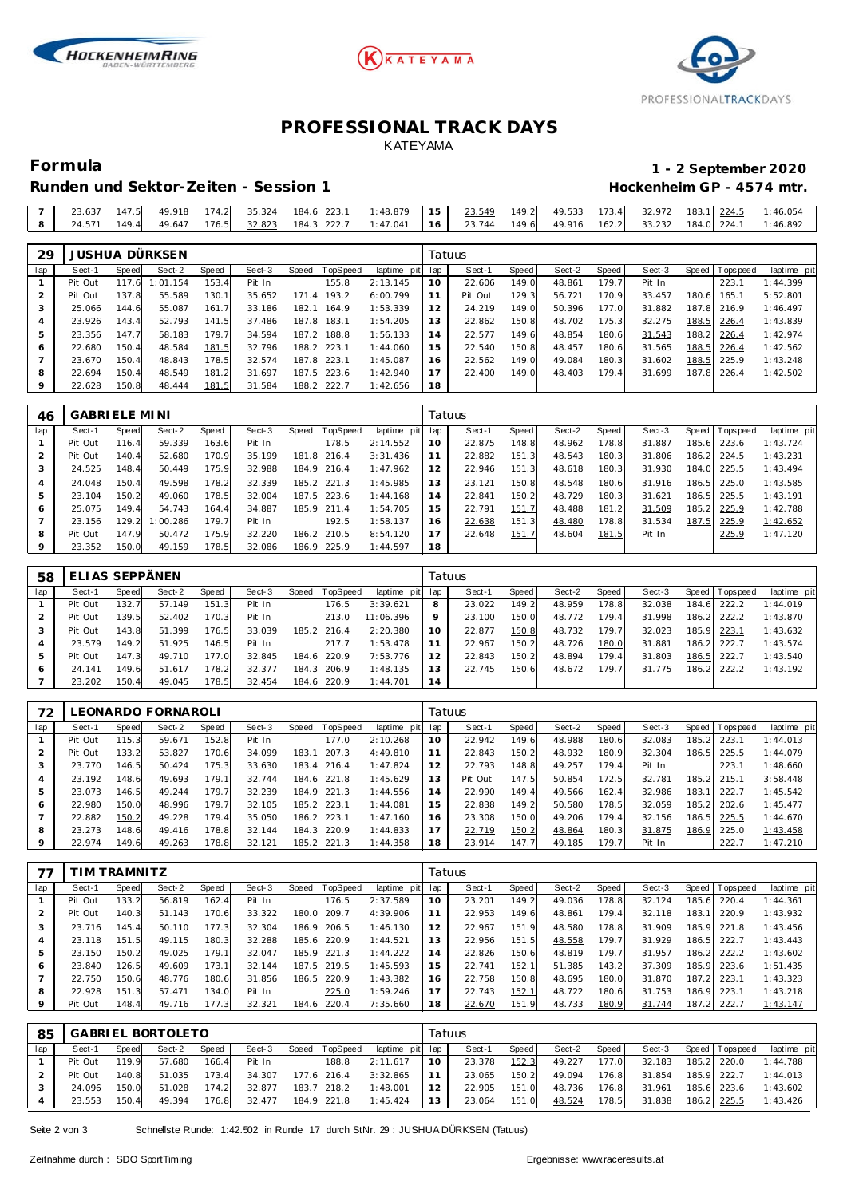# PROFESSIONAL TRACK DAYS

KATEYAMA

## Formula

**1 - 2 September 2020**

### Runden und Sektor-Zeiten - Session 1

**Hockenheim GP - 4574 mtr.**

| lap | Sect-1 | Speed | Sect-2 | Speed | Sect-3 | Speed | TopSpeed | laptime pit | lap | Sect-1 | Speed | Sect-2 | Speed | Sect-3 | Speed | Topspeed | laptime pit |
|---|---|---|---|---|---|---|---|---|---|---|---|---|---|---|---|---|---|
| 7 | 23.637 | 147.5 | 49.918 | 174.2 | 35.324 | 184.6 | 223.1 | 1:48.879 | 15 | 23.549 | 149.2 | 49.533 | 173.4 | 32.972 | 183.1 | 224.5 | 1:46.054 |
| 8 | 24.571 | 149.4 | 49.647 | 176.5 | 32.823 | 184.3 | 222.7 | 1:47.041 | 16 | 23.744 | 149.6 | 49.916 | 162.2 | 33.232 | 184.0 | 224.1 | 1:46.892 |

**29 JUSHUA DÜRKSEN** — Tatuus

| lap | Sect-1 | Speed | Sect-2 | Speed | Sect-3 | Speed | TopSpeed | laptime pit | lap | Sect-1 | Speed | Sect-2 | Speed | Sect-3 | Speed | Topspeed | laptime pit |
|---|---|---|---|---|---|---|---|---|---|---|---|---|---|---|---|---|---|
| 1 | Pit Out | 117.6 | 1:01.154 | 153.4 | Pit In | | 155.8 | 2:13.145 | 10 | 22.606 | 149.0 | 48.861 | 179.7 | Pit In | | 223.1 | 1:44.399 |
| 2 | Pit Out | 137.8 | 55.589 | 130.1 | 35.652 | 171.4 | 193.2 | 6:00.799 | 11 | Pit Out | 129.3 | 56.721 | 170.9 | 33.457 | 180.6 | 165.1 | 5:52.801 |
| 3 | 25.066 | 144.6 | 55.087 | 161.7 | 33.186 | 182.1 | 164.9 | 1:53.339 | 12 | 24.219 | 149.0 | 50.396 | 177.0 | 31.882 | 187.8 | 216.9 | 1:46.497 |
| 4 | 23.926 | 143.4 | 52.793 | 141.5 | 37.486 | 187.8 | 183.1 | 1:54.205 | 13 | 22.862 | 150.8 | 48.702 | 175.3 | 32.275 | 188.5 | 226.4 | 1:43.839 |
| 5 | 23.356 | 147.7 | 58.183 | 179.7 | 34.594 | 187.2 | 188.8 | 1:56.133 | 14 | 22.577 | 149.6 | 48.854 | 180.6 | 31.543 | 188.2 | 226.4 | 1:42.974 |
| 6 | 22.680 | 150.4 | 48.584 | 181.5 | 32.796 | 188.2 | 223.1 | 1:44.060 | 15 | 22.540 | 150.8 | 48.457 | 180.6 | 31.565 | 188.5 | 226.4 | 1:42.562 |
| 7 | 23.670 | 150.4 | 48.843 | 178.5 | 32.574 | 187.8 | 223.1 | 1:45.087 | 16 | 22.562 | 149.0 | 49.084 | 180.3 | 31.602 | 188.5 | 225.9 | 1:43.248 |
| 8 | 22.694 | 150.4 | 48.549 | 181.2 | 31.697 | 187.5 | 223.6 | 1:42.940 | 17 | 22.400 | 149.0 | 48.403 | 179.4 | 31.699 | 187.8 | 226.4 | 1:42.502 |
| 9 | 22.628 | 150.8 | 48.444 | 181.5 | 31.584 | 188.2 | 222.7 | 1:42.656 | 18 | | | | | | | | |

**46 GABRIELE MINI** — Tatuus

| lap | Sect-1 | Speed | Sect-2 | Speed | Sect-3 | Speed | TopSpeed | laptime pit | lap | Sect-1 | Speed | Sect-2 | Speed | Sect-3 | Speed | Topspeed | laptime pit |
|---|---|---|---|---|---|---|---|---|---|---|---|---|---|---|---|---|---|
| 1 | Pit Out | 116.4 | 59.339 | 163.6 | Pit In | | 178.5 | 2:14.552 | 10 | 22.875 | 148.8 | 48.962 | 178.8 | 31.887 | 185.6 | 223.6 | 1:43.724 |
| 2 | Pit Out | 140.4 | 52.680 | 170.9 | 35.199 | 181.8 | 216.4 | 3:31.436 | 11 | 22.882 | 151.3 | 48.543 | 180.3 | 31.806 | 186.2 | 224.5 | 1:43.231 |
| 3 | 24.525 | 148.4 | 50.449 | 175.9 | 32.988 | 184.9 | 216.4 | 1:47.962 | 12 | 22.946 | 151.3 | 48.618 | 180.3 | 31.930 | 184.0 | 225.5 | 1:43.494 |
| 4 | 24.048 | 150.4 | 49.598 | 178.2 | 32.339 | 185.2 | 221.3 | 1:45.985 | 13 | 23.121 | 150.8 | 48.548 | 180.6 | 31.916 | 186.5 | 225.0 | 1:43.585 |
| 5 | 23.104 | 150.2 | 49.060 | 178.5 | 32.004 | 187.5 | 223.6 | 1:44.168 | 14 | 22.841 | 150.2 | 48.729 | 180.3 | 31.621 | 186.5 | 225.5 | 1:43.191 |
| 6 | 25.075 | 149.4 | 54.743 | 164.4 | 34.887 | 185.9 | 211.4 | 1:54.705 | 15 | 22.791 | 151.7 | 48.488 | 181.2 | 31.509 | 185.2 | 225.9 | 1:42.788 |
| 7 | 23.156 | 129.2 | 1:00.286 | 179.7 | Pit In | | 192.5 | 1:58.137 | 16 | 22.638 | 151.3 | 48.480 | 178.8 | 31.534 | 187.5 | 225.9 | 1:42.652 |
| 8 | Pit Out | 147.9 | 50.472 | 175.9 | 32.220 | 186.2 | 210.5 | 8:54.120 | 17 | 22.648 | 151.7 | 48.604 | 181.5 | Pit In | | 225.9 | 1:47.120 |
| 9 | 23.352 | 150.0 | 49.159 | 178.5 | 32.086 | 186.9 | 225.9 | 1:44.597 | 18 | | | | | | | | |

**58 ELIAS SEPPÄNEN** — Tatuus

| lap | Sect-1 | Speed | Sect-2 | Speed | Sect-3 | Speed | TopSpeed | laptime pit | lap | Sect-1 | Speed | Sect-2 | Speed | Sect-3 | Speed | Topspeed | laptime pit |
|---|---|---|---|---|---|---|---|---|---|---|---|---|---|---|---|---|---|
| 1 | Pit Out | 132.7 | 57.149 | 151.3 | Pit In | | 176.5 | 3:39.621 | 8 | 23.022 | 149.2 | 48.959 | 178.8 | 32.038 | 184.6 | 222.2 | 1:44.019 |
| 2 | Pit Out | 139.5 | 52.402 | 170.3 | Pit In | | 213.0 | 11:06.396 | 9 | 23.100 | 150.0 | 48.772 | 179.4 | 31.998 | 186.2 | 222.2 | 1:43.870 |
| 3 | Pit Out | 143.8 | 51.399 | 176.5 | 33.039 | 185.2 | 216.4 | 2:20.380 | 10 | 22.877 | 150.8 | 48.732 | 179.7 | 32.023 | 185.9 | 223.1 | 1:43.632 |
| 4 | 23.579 | 149.2 | 51.925 | 146.5 | Pit In | | 217.7 | 1:53.478 | 11 | 22.967 | 150.2 | 48.726 | 180.0 | 31.881 | 186.2 | 222.7 | 1:43.574 |
| 5 | Pit Out | 147.3 | 49.710 | 177.0 | 32.845 | 184.6 | 220.9 | 7:53.776 | 12 | 22.843 | 150.2 | 48.894 | 179.4 | 31.803 | 186.5 | 222.7 | 1:43.540 |
| 6 | 24.141 | 149.6 | 51.617 | 178.2 | 32.377 | 184.3 | 206.9 | 1:48.135 | 13 | 22.745 | 150.6 | 48.672 | 179.7 | 31.775 | 186.2 | 222.2 | 1:43.192 |
| 7 | 23.202 | 150.4 | 49.045 | 178.5 | 32.454 | 184.6 | 220.9 | 1:44.701 | 14 | | | | | | | | |

**72 LEONARDO FORNAROLI** — Tatuus

| lap | Sect-1 | Speed | Sect-2 | Speed | Sect-3 | Speed | TopSpeed | laptime pit | lap | Sect-1 | Speed | Sect-2 | Speed | Sect-3 | Speed | Topspeed | laptime pit |
|---|---|---|---|---|---|---|---|---|---|---|---|---|---|---|---|---|---|
| 1 | Pit Out | 115.3 | 59.671 | 152.8 | Pit In | | 177.0 | 2:10.268 | 10 | 22.942 | 149.6 | 48.988 | 180.6 | 32.083 | 185.2 | 223.1 | 1:44.013 |
| 2 | Pit Out | 133.2 | 53.827 | 170.6 | 34.099 | 183.1 | 207.3 | 4:49.810 | 11 | 22.843 | 150.2 | 48.932 | 180.9 | 32.304 | 186.5 | 225.5 | 1:44.079 |
| 3 | 23.770 | 146.5 | 50.424 | 175.3 | 33.630 | 183.4 | 216.4 | 1:47.824 | 12 | 22.793 | 148.8 | 49.257 | 179.4 | Pit In | | 223.1 | 1:48.660 |
| 4 | 23.192 | 148.6 | 49.693 | 179.1 | 32.744 | 184.6 | 221.8 | 1:45.629 | 13 | Pit Out | 147.5 | 50.854 | 172.5 | 32.781 | 185.2 | 215.1 | 3:58.448 |
| 5 | 23.073 | 146.5 | 49.244 | 179.7 | 32.239 | 184.9 | 221.3 | 1:44.556 | 14 | 22.990 | 149.4 | 49.566 | 162.4 | 32.986 | 183.1 | 222.7 | 1:45.542 |
| 6 | 22.980 | 150.0 | 48.996 | 179.7 | 32.105 | 185.2 | 223.1 | 1:44.081 | 15 | 22.838 | 149.2 | 50.580 | 178.5 | 32.059 | 185.2 | 202.6 | 1:45.477 |
| 7 | 22.882 | 150.2 | 49.228 | 179.4 | 35.050 | 186.2 | 223.1 | 1:47.160 | 16 | 23.308 | 150.0 | 49.206 | 179.4 | 32.156 | 186.5 | 225.5 | 1:44.670 |
| 8 | 23.273 | 148.6 | 49.416 | 178.8 | 32.144 | 184.3 | 220.9 | 1:44.833 | 17 | 22.719 | 150.2 | 48.864 | 180.3 | 31.875 | 186.9 | 225.0 | 1:43.458 |
| 9 | 22.974 | 149.6 | 49.263 | 178.8 | 32.121 | 185.2 | 221.3 | 1:44.358 | 18 | 23.914 | 147.7 | 49.185 | 179.7 | Pit In | | 222.7 | 1:47.210 |

**77 TIM TRAMNITZ** — Tatuus

| lap | Sect-1 | Speed | Sect-2 | Speed | Sect-3 | Speed | TopSpeed | laptime pit | lap | Sect-1 | Speed | Sect-2 | Speed | Sect-3 | Speed | Topspeed | laptime pit |
|---|---|---|---|---|---|---|---|---|---|---|---|---|---|---|---|---|---|
| 1 | Pit Out | 133.2 | 56.819 | 162.4 | Pit In | | 176.5 | 2:37.589 | 10 | 23.201 | 149.2 | 49.036 | 178.8 | 32.124 | 185.6 | 220.4 | 1:44.361 |
| 2 | Pit Out | 140.3 | 51.143 | 170.6 | 33.322 | 180.0 | 209.7 | 4:39.906 | 11 | 22.953 | 149.6 | 48.861 | 179.4 | 32.118 | 183.1 | 220.9 | 1:43.932 |
| 3 | 23.716 | 145.4 | 50.110 | 177.3 | 32.304 | 186.9 | 206.5 | 1:46.130 | 12 | 22.967 | 151.9 | 48.580 | 178.8 | 31.909 | 185.9 | 221.8 | 1:43.456 |
| 4 | 23.118 | 151.5 | 49.115 | 180.3 | 32.288 | 186.5 | 220.9 | 1:44.521 | 13 | 22.956 | 151.5 | 48.558 | 179.7 | 31.929 | 186.5 | 222.7 | 1:43.443 |
| 5 | 23.150 | 150.2 | 49.025 | 179.1 | 32.047 | 185.9 | 221.3 | 1:44.222 | 14 | 22.826 | 150.6 | 48.819 | 179.7 | 31.957 | 186.2 | 222.2 | 1:43.602 |
| 6 | 23.840 | 126.5 | 49.609 | 173.1 | 32.144 | 187.5 | 219.5 | 1:45.593 | 15 | 22.741 | 152.1 | 51.385 | 143.2 | 37.309 | 185.9 | 223.6 | 1:51.435 |
| 7 | 22.750 | 150.6 | 48.776 | 180.6 | 31.856 | 186.5 | 220.9 | 1:43.382 | 16 | 22.758 | 150.8 | 48.695 | 180.0 | 31.870 | 187.2 | 223.1 | 1:43.323 |
| 8 | 22.928 | 151.3 | 57.471 | 134.0 | Pit In | | 225.0 | 1:59.246 | 17 | 22.743 | 152.1 | 48.722 | 180.6 | 31.753 | 186.9 | 223.1 | 1:43.218 |
| 9 | Pit Out | 148.4 | 49.716 | 177.3 | 32.321 | 184.6 | 220.4 | 7:35.660 | 18 | 22.670 | 151.9 | 48.733 | 180.9 | 31.744 | 187.2 | 222.7 | 1:43.147 |

**85 GABRIEL BORTOLETO** — Tatuus

| lap | Sect-1 | Speed | Sect-2 | Speed | Sect-3 | Speed | TopSpeed | laptime pit | lap | Sect-1 | Speed | Sect-2 | Speed | Sect-3 | Speed | Topspeed | laptime pit |
|---|---|---|---|---|---|---|---|---|---|---|---|---|---|---|---|---|---|
| 1 | Pit Out | 119.9 | 57.680 | 166.4 | Pit In | | 188.8 | 2:11.617 | 10 | 23.378 | 152.3 | 49.227 | 177.0 | 32.183 | 185.2 | 220.0 | 1:44.788 |
| 2 | Pit Out | 140.8 | 51.035 | 173.4 | 34.307 | 177.6 | 216.4 | 3:32.865 | 11 | 23.065 | 150.2 | 49.094 | 176.8 | 31.854 | 185.9 | 222.7 | 1:44.013 |
| 3 | 24.096 | 150.0 | 51.028 | 174.2 | 32.877 | 183.7 | 218.2 | 1:48.001 | 12 | 22.905 | 151.0 | 48.736 | 176.8 | 31.961 | 185.6 | 223.6 | 1:43.602 |
| 4 | 23.553 | 150.4 | 49.394 | 176.8 | 32.477 | 184.9 | 221.8 | 1:45.424 | 13 | 23.064 | 151.0 | 48.524 | 178.5 | 31.838 | 186.2 | 225.5 | 1:43.426 |

Schnellste Runde: 1:42.502 in Runde 17 durch StNr. 29 : JUSHUA DÜRKSEN (Tatuus)

Zeitnahme durch : SDO SportTiming

Ergebnisse: www.raceresults.at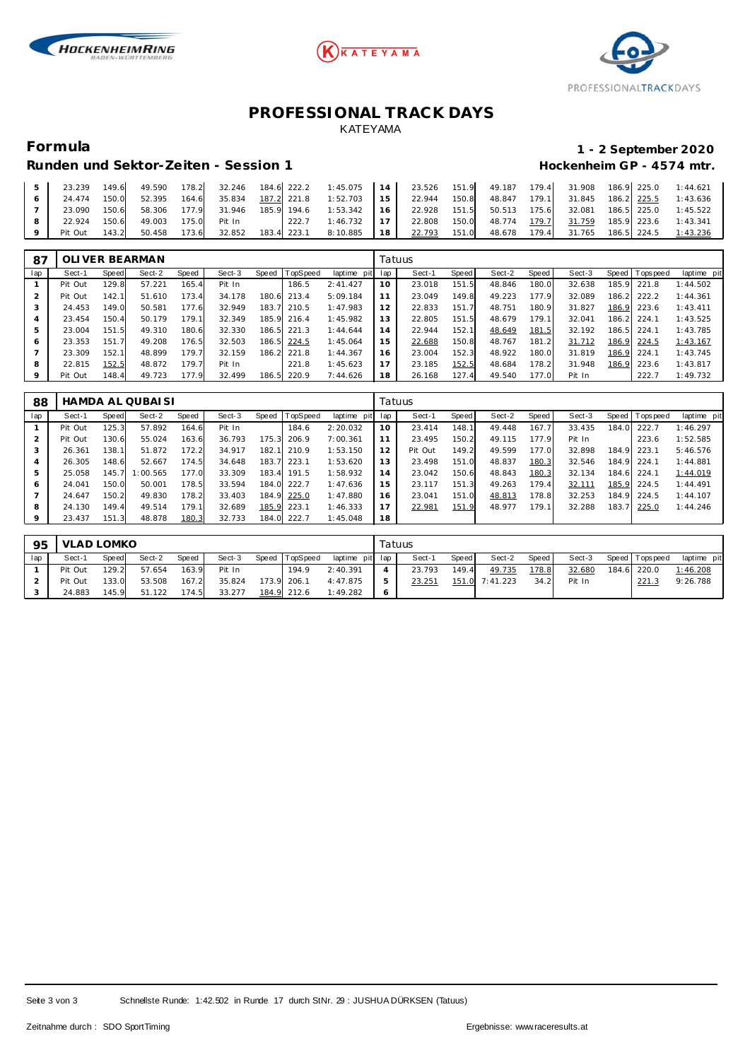# PROFESSIONAL TRACK DAYS

KATEYAMA

## Formula

**1 - 2 September 2020**

## Runden und Sektor-Zeiten - Session 1

**Hockenheim GP - 4574 mtr.**

| lap | Sect-1 | Speed | Sect-2 | Speed | Sect-3 | Speed | TopSpeed | laptime pit | lap | Sect-1 | Speed | Sect-2 | Speed | Sect-3 | Speed | Topspeed | laptime pit |
|---|---|---|---|---|---|---|---|---|---|---|---|---|---|---|---|---|---|
| 5 | 23.239 | 149.6 | 49.590 | 178.2 | 32.246 | 184.6 | 222.2 | 1:45.075 | 14 | 23.526 | 151.9 | 49.187 | 179.4 | 31.908 | 186.9 | 225.0 | 1:44.621 |
| 6 | 24.474 | 150.0 | 52.395 | 164.6 | 35.834 | 187.2 | 221.8 | 1:52.703 | 15 | 22.944 | 150.8 | 48.847 | 179.1 | 31.845 | 186.2 | 225.5 | 1:43.636 |
| 7 | 23.090 | 150.6 | 58.306 | 177.9 | 31.946 | 185.9 | 194.6 | 1:53.342 | 16 | 22.928 | 151.5 | 50.513 | 175.6 | 32.081 | 186.5 | 225.0 | 1:45.522 |
| 8 | 22.924 | 150.6 | 49.003 | 175.0 | Pit In | | 222.7 | 1:46.732 | 17 | 22.808 | 150.0 | 48.774 | 179.7 | 31.759 | 185.9 | 223.6 | 1:43.341 |
| 9 | Pit Out | 143.2 | 50.458 | 173.6 | 32.852 | 183.4 | 223.1 | 8:10.885 | 18 | 22.793 | 151.0 | 48.678 | 179.4 | 31.765 | 186.5 | 224.5 | 1:43.236 |

### 87 OLIVER BEARMAN — Tatuus

| lap | Sect-1 | Speed | Sect-2 | Speed | Sect-3 | Speed | TopSpeed | laptime pit | lap | Sect-1 | Speed | Sect-2 | Speed | Sect-3 | Speed | Topspeed | laptime pit |
|---|---|---|---|---|---|---|---|---|---|---|---|---|---|---|---|---|---|
| 1 | Pit Out | 129.8 | 57.221 | 165.4 | Pit In | | 186.5 | 2:41.427 | 10 | 23.018 | 151.5 | 48.846 | 180.0 | 32.638 | 185.9 | 221.8 | 1:44.502 |
| 2 | Pit Out | 142.1 | 51.610 | 173.4 | 34.178 | 180.6 | 213.4 | 5:09.184 | 11 | 23.049 | 149.8 | 49.223 | 177.9 | 32.089 | 186.2 | 222.2 | 1:44.361 |
| 3 | 24.453 | 149.0 | 50.581 | 177.6 | 32.949 | 183.7 | 210.5 | 1:47.983 | 12 | 22.833 | 151.7 | 48.751 | 180.9 | 31.827 | 186.9 | 223.6 | 1:43.411 |
| 4 | 23.454 | 150.4 | 50.179 | 179.1 | 32.349 | 185.9 | 216.4 | 1:45.982 | 13 | 22.805 | 151.5 | 48.679 | 179.1 | 32.041 | 186.2 | 224.1 | 1:43.525 |
| 5 | 23.004 | 151.5 | 49.310 | 180.6 | 32.330 | 186.5 | 221.3 | 1:44.644 | 14 | 22.944 | 152.1 | 48.649 | 181.5 | 32.192 | 186.5 | 224.1 | 1:43.785 |
| 6 | 23.353 | 151.7 | 49.208 | 176.5 | 32.503 | 186.5 | 224.5 | 1:45.064 | 15 | 22.688 | 150.8 | 48.767 | 181.2 | 31.712 | 186.9 | 224.5 | 1:43.167 |
| 7 | 23.309 | 152.1 | 48.899 | 179.7 | 32.159 | 186.2 | 221.8 | 1:44.367 | 16 | 23.004 | 152.3 | 48.922 | 180.0 | 31.819 | 186.9 | 224.1 | 1:43.745 |
| 8 | 22.815 | 152.5 | 48.872 | 179.7 | Pit In | | 221.8 | 1:45.623 | 17 | 23.185 | 152.5 | 48.684 | 178.2 | 31.948 | 186.9 | 223.6 | 1:43.817 |
| 9 | Pit Out | 148.4 | 49.723 | 177.9 | 32.499 | 186.5 | 220.9 | 7:44.626 | 18 | 26.168 | 127.4 | 49.540 | 177.0 | Pit In | | 222.7 | 1:49.732 |

### 88 HAMDA AL QUBAISI — Tatuus

| lap | Sect-1 | Speed | Sect-2 | Speed | Sect-3 | Speed | TopSpeed | laptime pit | lap | Sect-1 | Speed | Sect-2 | Speed | Sect-3 | Speed | Topspeed | laptime pit |
|---|---|---|---|---|---|---|---|---|---|---|---|---|---|---|---|---|---|
| 1 | Pit Out | 125.3 | 57.892 | 164.6 | Pit In | | 184.6 | 2:20.032 | 10 | 23.414 | 148.1 | 49.448 | 167.7 | 33.435 | 184.0 | 222.7 | 1:46.297 |
| 2 | Pit Out | 130.6 | 55.024 | 163.6 | 36.793 | 175.3 | 206.9 | 7:00.361 | 11 | 23.495 | 150.2 | 49.115 | 177.9 | Pit In | | 223.6 | 1:52.585 |
| 3 | 26.361 | 138.1 | 51.872 | 172.2 | 34.917 | 182.1 | 210.9 | 1:53.150 | 12 | Pit Out | 149.2 | 49.599 | 177.0 | 32.898 | 184.9 | 223.1 | 5:46.576 |
| 4 | 26.305 | 148.6 | 52.667 | 174.5 | 34.648 | 183.7 | 223.1 | 1:53.620 | 13 | 23.498 | 151.0 | 48.837 | 180.3 | 32.546 | 184.9 | 224.1 | 1:44.881 |
| 5 | 25.058 | 145.7 | 1:00.565 | 177.0 | 33.309 | 183.4 | 191.5 | 1:58.932 | 14 | 23.042 | 150.6 | 48.843 | 180.3 | 32.134 | 184.6 | 224.1 | 1:44.019 |
| 6 | 24.041 | 150.0 | 50.001 | 178.5 | 33.594 | 184.0 | 222.7 | 1:47.636 | 15 | 23.117 | 151.3 | 49.263 | 179.4 | 32.111 | 185.9 | 224.5 | 1:44.491 |
| 7 | 24.647 | 150.2 | 49.830 | 178.2 | 33.403 | 184.9 | 225.0 | 1:47.880 | 16 | 23.041 | 151.0 | 48.813 | 178.8 | 32.253 | 184.9 | 224.5 | 1:44.107 |
| 8 | 24.130 | 149.4 | 49.514 | 179.1 | 32.689 | 185.9 | 223.1 | 1:46.333 | 17 | 22.981 | 151.9 | 48.977 | 179.1 | 32.288 | 183.7 | 225.0 | 1:44.246 |
| 9 | 23.437 | 151.3 | 48.878 | 180.3 | 32.733 | 184.0 | 222.7 | 1:45.048 | 18 | | | | | | | | |

### 95 VLAD LOMKO — Tatuus

| lap | Sect-1 | Speed | Sect-2 | Speed | Sect-3 | Speed | TopSpeed | laptime pit | lap | Sect-1 | Speed | Sect-2 | Speed | Sect-3 | Speed | Topspeed | laptime pit |
|---|---|---|---|---|---|---|---|---|---|---|---|---|---|---|---|---|---|
| 1 | Pit Out | 129.2 | 57.654 | 163.9 | Pit In | | 194.9 | 2:40.391 | 4 | 23.793 | 149.4 | 49.735 | 178.8 | 32.680 | 184.6 | 220.0 | 1:46.208 |
| 2 | Pit Out | 133.0 | 53.508 | 167.2 | 35.824 | 173.9 | 206.1 | 4:47.875 | 5 | 23.251 | 151.0 | 7:41.223 | 34.2 | Pit In | | 221.3 | 9:26.788 |
| 3 | 24.883 | 145.9 | 51.122 | 174.5 | 33.277 | 184.9 | 212.6 | 1:49.282 | 6 | | | | | | | | |

Schnellste Runde: 1:42.502 in Runde 17 durch StNr. 29 : JUSHUA DÜRKSEN (Tatuus)

Zeitnahme durch : SDO SportTiming

Ergebnisse: www.raceresults.at